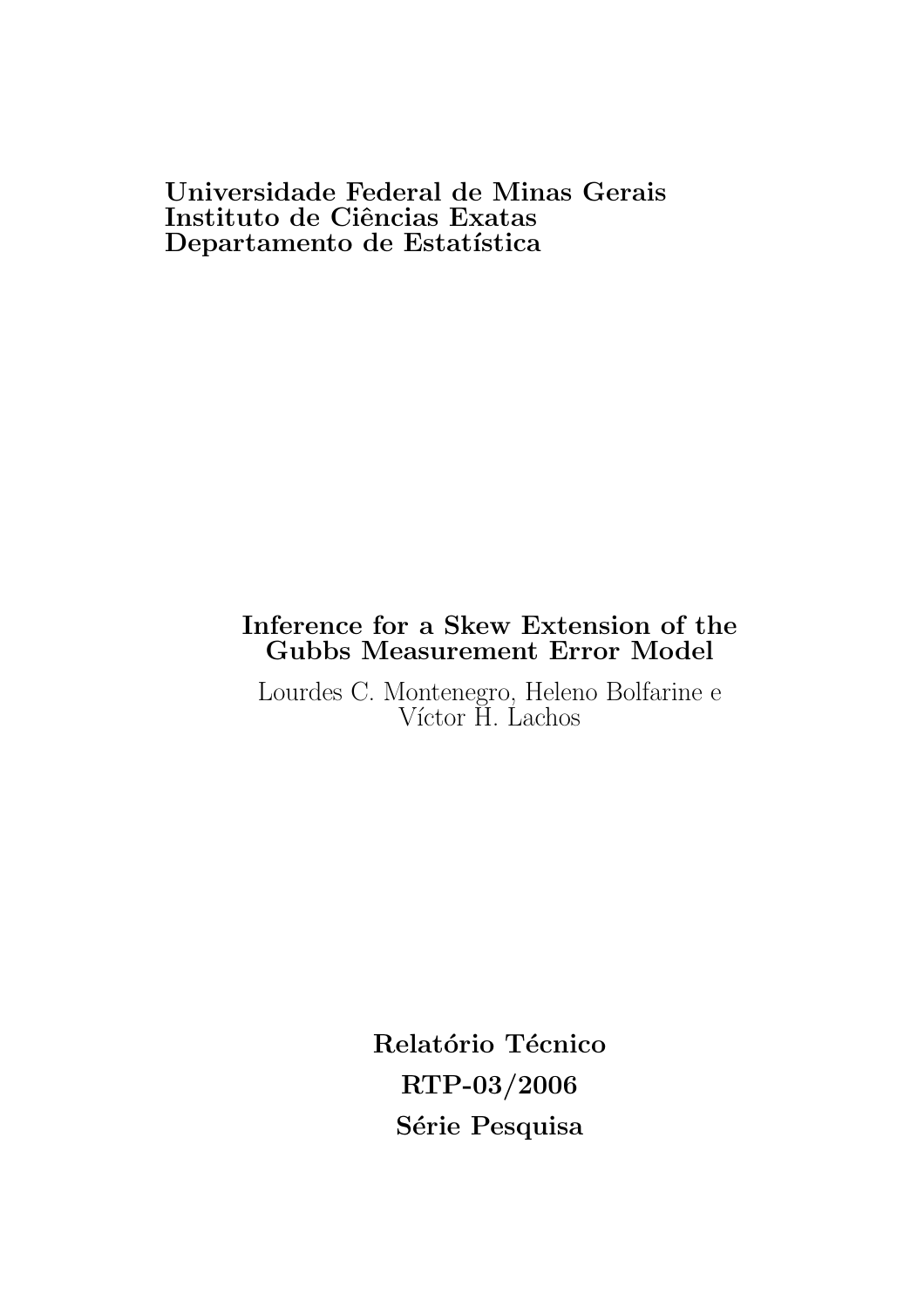**Universidade Federal de Minas Gerais**
**Instituto de Ciências Exatas**
**Departamento de Estatística**

# Inference for a Skew Extension of the Gubbs Measurement Error Model

Lourdes C. Montenegro, Heleno Bolfarine e Víctor H. Lachos

**Relatório Técnico**

**RTP-03/2006**

**Série Pesquisa**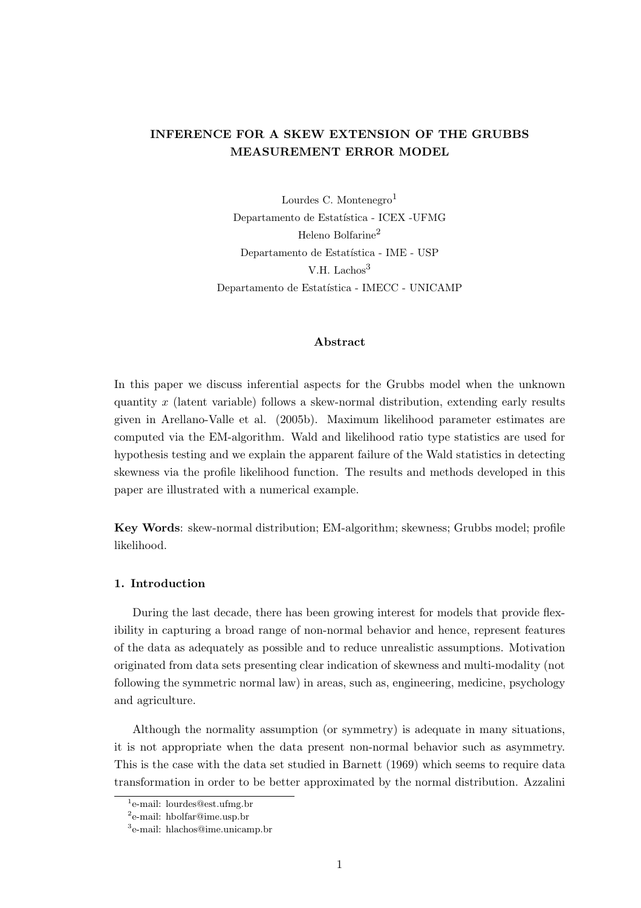**INFERENCE FOR A SKEW EXTENSION OF THE GRUBBS MEASUREMENT ERROR MODEL**

Lourdes C. Montenegro[1]
Departamento de Estatística - ICEX -UFMG
Heleno Bolfarine[2]
Departamento de Estatística - IME - USP
V.H. Lachos[3]
Departamento de Estatística - IMECC - UNICAMP

**Abstract**

In this paper we discuss inferential aspects for the Grubbs model when the unknown quantity $x$ (latent variable) follows a skew-normal distribution, extending early results given in Arellano-Valle et al. (2005b). Maximum likelihood parameter estimates are computed via the EM-algorithm. Wald and likelihood ratio type statistics are used for hypothesis testing and we explain the apparent failure of the Wald statistics in detecting skewness via the profile likelihood function. The results and methods developed in this paper are illustrated with a numerical example.

**Key Words**: skew-normal distribution; EM-algorithm; skewness; Grubbs model; profile likelihood.

## 1. Introduction

During the last decade, there has been growing interest for models that provide flexibility in capturing a broad range of non-normal behavior and hence, represent features of the data as adequately as possible and to reduce unrealistic assumptions. Motivation originated from data sets presenting clear indication of skewness and multi-modality (not following the symmetric normal law) in areas, such as, engineering, medicine, psychology and agriculture.

Although the normality assumption (or symmetry) is adequate in many situations, it is not appropriate when the data present non-normal behavior such as asymmetry. This is the case with the data set studied in Barnett (1969) which seems to require data transformation in order to be better approximated by the normal distribution. Azzalini

[1]e-mail: lourdes@est.ufmg.br
[2]e-mail: hbolfar@ime.usp.br
[3]e-mail: hlachos@ime.unicamp.br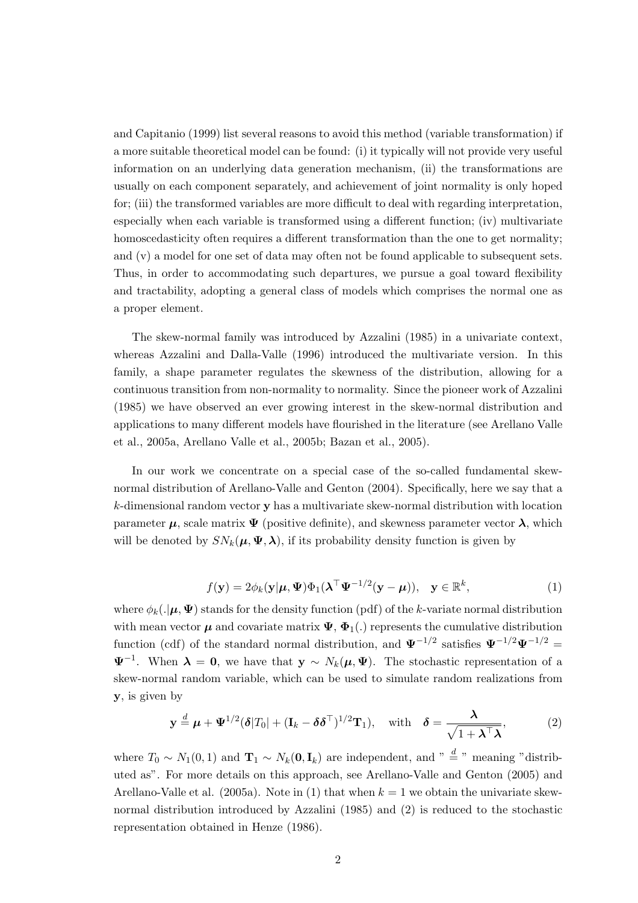and Capitanio (1999) list several reasons to avoid this method (variable transformation) if a more suitable theoretical model can be found: (i) it typically will not provide very useful information on an underlying data generation mechanism, (ii) the transformations are usually on each component separately, and achievement of joint normality is only hoped for; (iii) the transformed variables are more difficult to deal with regarding interpretation, especially when each variable is transformed using a different function; (iv) multivariate homoscedasticity often requires a different transformation than the one to get normality; and (v) a model for one set of data may often not be found applicable to subsequent sets. Thus, in order to accommodating such departures, we pursue a goal toward flexibility and tractability, adopting a general class of models which comprises the normal one as a proper element.

The skew-normal family was introduced by Azzalini (1985) in a univariate context, whereas Azzalini and Dalla-Valle (1996) introduced the multivariate version. In this family, a shape parameter regulates the skewness of the distribution, allowing for a continuous transition from non-normality to normality. Since the pioneer work of Azzalini (1985) we have observed an ever growing interest in the skew-normal distribution and applications to many different models have flourished in the literature (see Arellano Valle et al., 2005a, Arellano Valle et al., 2005b; Bazan et al., 2005).

In our work we concentrate on a special case of the so-called fundamental skew-normal distribution of Arellano-Valle and Genton (2004). Specifically, here we say that a $k$-dimensional random vector $\mathbf{y}$ has a multivariate skew-normal distribution with location parameter $\boldsymbol{\mu}$, scale matrix $\boldsymbol{\Psi}$ (positive definite), and skewness parameter vector $\boldsymbol{\lambda}$, which will be denoted by $SN_k(\boldsymbol{\mu}, \boldsymbol{\Psi}, \boldsymbol{\lambda})$, if its probability density function is given by

$$f(\mathbf{y}) = 2\phi_k(\mathbf{y}|\boldsymbol{\mu}, \boldsymbol{\Psi})\Phi_1(\boldsymbol{\lambda}^\top \boldsymbol{\Psi}^{-1/2}(\mathbf{y} - \boldsymbol{\mu})), \quad \mathbf{y} \in \mathbb{R}^k, \tag{1}$$

where $\phi_k(.|\boldsymbol{\mu}, \boldsymbol{\Psi})$ stands for the density function (pdf) of the $k$-variate normal distribution with mean vector $\boldsymbol{\mu}$ and covariate matrix $\boldsymbol{\Psi}$, $\boldsymbol{\Phi}_1(.)$ represents the cumulative distribution function (cdf) of the standard normal distribution, and $\boldsymbol{\Psi}^{-1/2}$ satisfies $\boldsymbol{\Psi}^{-1/2}\boldsymbol{\Psi}^{-1/2} = \boldsymbol{\Psi}^{-1}$. When $\boldsymbol{\lambda} = \mathbf{0}$, we have that $\mathbf{y} \sim N_k(\boldsymbol{\mu}, \boldsymbol{\Psi})$. The stochastic representation of a skew-normal random variable, which can be used to simulate random realizations from $\mathbf{y}$, is given by

$$\mathbf{y} \stackrel{d}{=} \boldsymbol{\mu} + \boldsymbol{\Psi}^{1/2}(\boldsymbol{\delta}|T_0| + (\mathbf{I}_k - \boldsymbol{\delta}\boldsymbol{\delta}^\top)^{1/2}\mathbf{T}_1), \quad \text{with} \quad \boldsymbol{\delta} = \frac{\boldsymbol{\lambda}}{\sqrt{1 + \boldsymbol{\lambda}^\top \boldsymbol{\lambda}}}, \tag{2}$$

where $T_0 \sim N_1(0, 1)$ and $\mathbf{T}_1 \sim N_k(\mathbf{0}, \mathbf{I}_k)$ are independent, and " $\stackrel{d}{=}$ " meaning "distributed as". For more details on this approach, see Arellano-Valle and Genton (2005) and Arellano-Valle et al. (2005a). Note in (1) that when $k = 1$ we obtain the univariate skew-normal distribution introduced by Azzalini (1985) and (2) is reduced to the stochastic representation obtained in Henze (1986).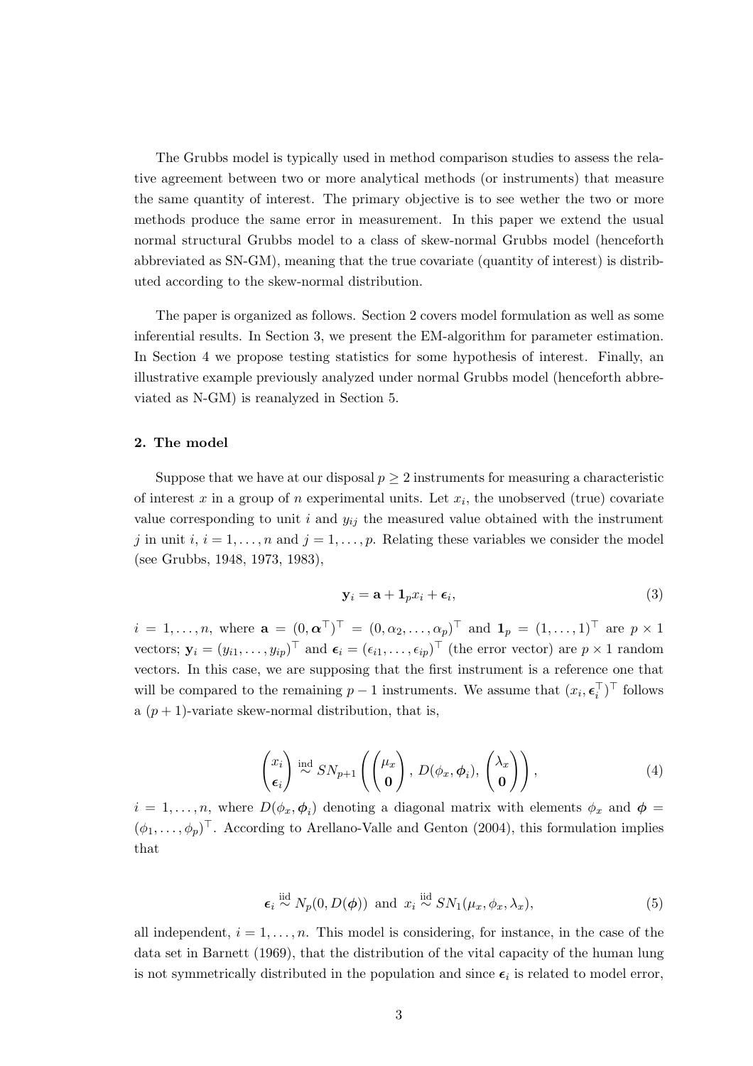The Grubbs model is typically used in method comparison studies to assess the relative agreement between two or more analytical methods (or instruments) that measure the same quantity of interest. The primary objective is to see wether the two or more methods produce the same error in measurement. In this paper we extend the usual normal structural Grubbs model to a class of skew-normal Grubbs model (henceforth abbreviated as SN-GM), meaning that the true covariate (quantity of interest) is distributed according to the skew-normal distribution.

The paper is organized as follows. Section 2 covers model formulation as well as some inferential results. In Section 3, we present the EM-algorithm for parameter estimation. In Section 4 we propose testing statistics for some hypothesis of interest. Finally, an illustrative example previously analyzed under normal Grubbs model (henceforth abbreviated as N-GM) is reanalyzed in Section 5.

## 2. The model

Suppose that we have at our disposal $p \geq 2$ instruments for measuring a characteristic of interest $x$ in a group of $n$ experimental units. Let $x_i$, the unobserved (true) covariate value corresponding to unit $i$ and $y_{ij}$ the measured value obtained with the instrument $j$ in unit $i$, $i = 1, \ldots, n$ and $j = 1, \ldots, p$. Relating these variables we consider the model (see Grubbs, 1948, 1973, 1983),

$$\mathbf{y}_i = \mathbf{a} + \mathbf{1}_p x_i + \boldsymbol{\epsilon}_i, \tag{3}$$

$i = 1, \ldots, n$, where $\mathbf{a} = (0, \boldsymbol{\alpha}^\top)^\top = (0, \alpha_2, \ldots, \alpha_p)^\top$ and $\mathbf{1}_p = (1, \ldots, 1)^\top$ are $p \times 1$ vectors; $\mathbf{y}_i = (y_{i1}, \ldots, y_{ip})^\top$ and $\boldsymbol{\epsilon}_i = (\epsilon_{i1}, \ldots, \epsilon_{ip})^\top$ (the error vector) are $p \times 1$ random vectors. In this case, we are supposing that the first instrument is a reference one that will be compared to the remaining $p - 1$ instruments. We assume that $(x_i, \boldsymbol{\epsilon}_i^\top)^\top$ follows a $(p+1)$-variate skew-normal distribution, that is,

$$\begin{pmatrix} x_i \\ \boldsymbol{\epsilon}_i \end{pmatrix} \overset{\text{ind}}{\sim} SN_{p+1}\left( \begin{pmatrix} \mu_x \\ \mathbf{0} \end{pmatrix}, D(\phi_x, \boldsymbol{\phi}_i), \begin{pmatrix} \lambda_x \\ \mathbf{0} \end{pmatrix} \right), \tag{4}$$

$i = 1, \ldots, n$, where $D(\phi_x, \boldsymbol{\phi}_i)$ denoting a diagonal matrix with elements $\phi_x$ and $\boldsymbol{\phi} = (\phi_1, \ldots, \phi_p)^\top$. According to Arellano-Valle and Genton (2004), this formulation implies that

$$\boldsymbol{\epsilon}_i \overset{\text{iid}}{\sim} N_p(0, D(\boldsymbol{\phi})) \text{ and } x_i \overset{\text{iid}}{\sim} SN_1(\mu_x, \phi_x, \lambda_x), \tag{5}$$

all independent, $i = 1, \ldots, n$. This model is considering, for instance, in the case of the data set in Barnett (1969), that the distribution of the vital capacity of the human lung is not symmetrically distributed in the population and since $\boldsymbol{\epsilon}_i$ is related to model error,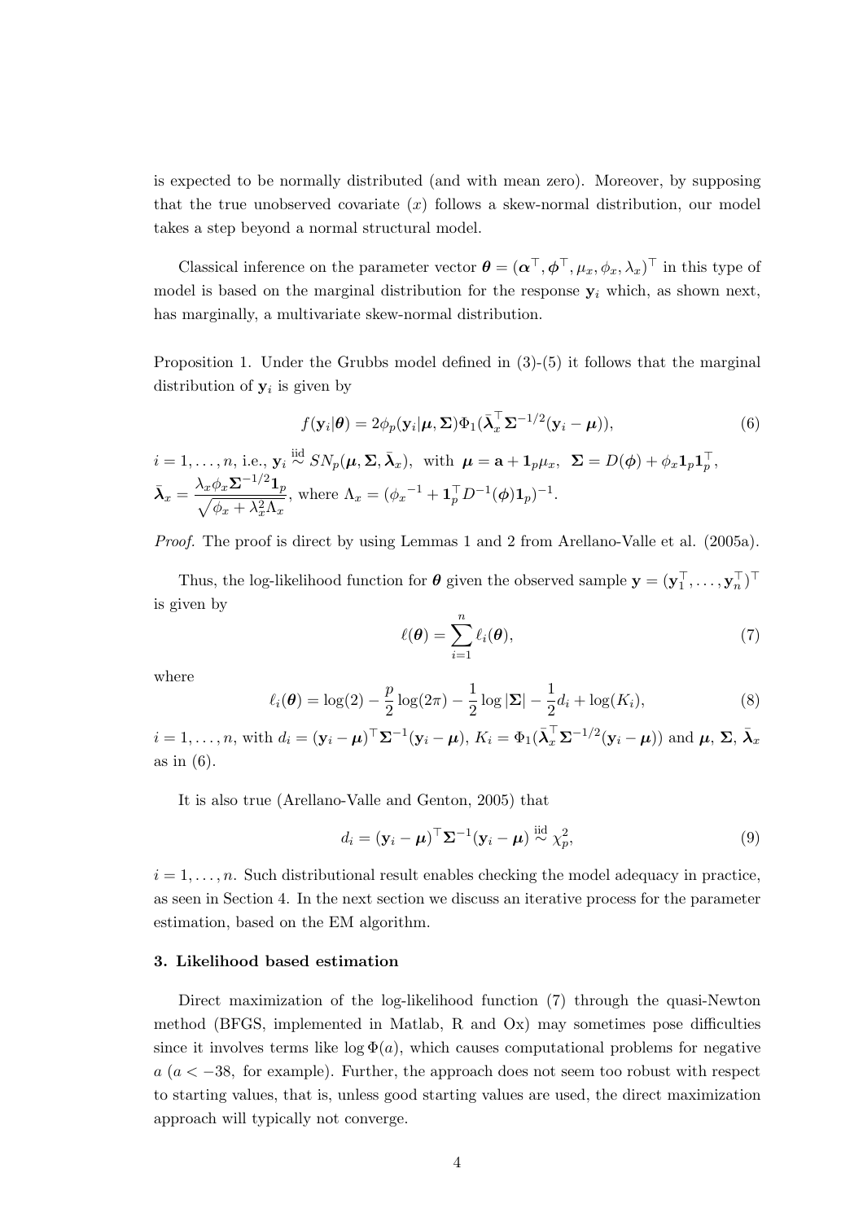is expected to be normally distributed (and with mean zero). Moreover, by supposing that the true unobserved covariate ($x$) follows a skew-normal distribution, our model takes a step beyond a normal structural model.

Classical inference on the parameter vector $\boldsymbol{\theta} = (\boldsymbol{\alpha}^\top, \boldsymbol{\phi}^\top, \mu_x, \phi_x, \lambda_x)^\top$ in this type of model is based on the marginal distribution for the response $\mathbf{y}_i$ which, as shown next, has marginally, a multivariate skew-normal distribution.

Proposition 1. Under the Grubbs model defined in (3)-(5) it follows that the marginal distribution of $\mathbf{y}_i$ is given by

$$f(\mathbf{y}_i|\boldsymbol{\theta}) = 2\phi_p(\mathbf{y}_i|\boldsymbol{\mu}, \boldsymbol{\Sigma})\Phi_1(\bar{\boldsymbol{\lambda}}_x^\top \boldsymbol{\Sigma}^{-1/2}(\mathbf{y}_i - \boldsymbol{\mu})), \tag{6}$$

$i = 1, \ldots, n$, i.e., $\mathbf{y}_i \overset{\text{iid}}{\sim} SN_p(\boldsymbol{\mu}, \boldsymbol{\Sigma}, \bar{\boldsymbol{\lambda}}_x)$, with $\boldsymbol{\mu} = \mathbf{a} + \mathbf{1}_p\mu_x$, $\boldsymbol{\Sigma} = D(\boldsymbol{\phi}) + \phi_x \mathbf{1}_p\mathbf{1}_p^\top$, $\bar{\boldsymbol{\lambda}}_x = \dfrac{\lambda_x\phi_x\boldsymbol{\Sigma}^{-1/2}\mathbf{1}_p}{\sqrt{\phi_x + \lambda_x^2\Lambda_x}}$, where $\Lambda_x = ({\phi_x}^{-1} + \mathbf{1}_p^\top D^{-1}(\boldsymbol{\phi})\mathbf{1}_p)^{-1}$.

*Proof.* The proof is direct by using Lemmas 1 and 2 from Arellano-Valle et al. (2005a).

Thus, the log-likelihood function for $\boldsymbol{\theta}$ given the observed sample $\mathbf{y} = (\mathbf{y}_1^\top, \ldots, \mathbf{y}_n^\top)^\top$ is given by

$$\ell(\boldsymbol{\theta}) = \sum_{i=1}^{n} \ell_i(\boldsymbol{\theta}), \tag{7}$$

where

$$\ell_i(\boldsymbol{\theta}) = \log(2) - \frac{p}{2}\log(2\pi) - \frac{1}{2}\log|\boldsymbol{\Sigma}| - \frac{1}{2}d_i + \log(K_i), \tag{8}$$

$i = 1, \ldots, n$, with $d_i = (\mathbf{y}_i - \boldsymbol{\mu})^\top\boldsymbol{\Sigma}^{-1}(\mathbf{y}_i - \boldsymbol{\mu})$, $K_i = \Phi_1(\bar{\boldsymbol{\lambda}}_x^\top\boldsymbol{\Sigma}^{-1/2}(\mathbf{y}_i - \boldsymbol{\mu}))$ and $\boldsymbol{\mu}$, $\boldsymbol{\Sigma}$, $\bar{\boldsymbol{\lambda}}_x$ as in (6).

It is also true (Arellano-Valle and Genton, 2005) that

$$d_i = (\mathbf{y}_i - \boldsymbol{\mu})^\top\boldsymbol{\Sigma}^{-1}(\mathbf{y}_i - \boldsymbol{\mu}) \overset{\text{iid}}{\sim} \chi_p^2, \tag{9}$$

$i = 1, \ldots, n$. Such distributional result enables checking the model adequacy in practice, as seen in Section 4. In the next section we discuss an iterative process for the parameter estimation, based on the EM algorithm.

### 3. Likelihood based estimation

Direct maximization of the log-likelihood function (7) through the quasi-Newton method (BFGS, implemented in Matlab, R and Ox) may sometimes pose difficulties since it involves terms like $\log\Phi(a)$, which causes computational problems for negative $a$ ($a < -38$, for example). Further, the approach does not seem too robust with respect to starting values, that is, unless good starting values are used, the direct maximization approach will typically not converge.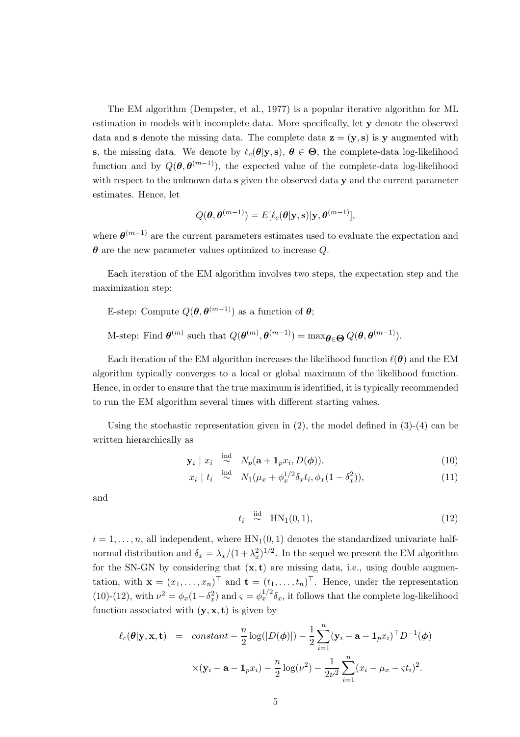The EM algorithm (Dempster, et al., 1977) is a popular iterative algorithm for ML estimation in models with incomplete data. More specifically, let $\mathbf{y}$ denote the observed data and $\mathbf{s}$ denote the missing data. The complete data $\mathbf{z} = (\mathbf{y}, \mathbf{s})$ is $\mathbf{y}$ augmented with $\mathbf{s}$, the missing data. We denote by $\ell_c(\boldsymbol{\theta}|\mathbf{y}, \mathbf{s})$, $\boldsymbol{\theta} \in \boldsymbol{\Theta}$, the complete-data log-likelihood function and by $Q(\boldsymbol{\theta}, \boldsymbol{\theta}^{(m-1)})$, the expected value of the complete-data log-likelihood with respect to the unknown data $\mathbf{s}$ given the observed data $\mathbf{y}$ and the current parameter estimates. Hence, let

$$Q(\boldsymbol{\theta}, \boldsymbol{\theta}^{(m-1)}) = E[\ell_c(\boldsymbol{\theta}|\mathbf{y}, \mathbf{s})|\mathbf{y}, \boldsymbol{\theta}^{(m-1)}],$$

where $\boldsymbol{\theta}^{(m-1)}$ are the current parameters estimates used to evaluate the expectation and $\boldsymbol{\theta}$ are the new parameter values optimized to increase $Q$.

Each iteration of the EM algorithm involves two steps, the expectation step and the maximization step:

E-step: Compute $Q(\boldsymbol{\theta}, \boldsymbol{\theta}^{(m-1)})$ as a function of $\boldsymbol{\theta}$;

M-step: Find $\boldsymbol{\theta}^{(m)}$ such that $Q(\boldsymbol{\theta}^{(m)}, \boldsymbol{\theta}^{(m-1)}) = \max_{\boldsymbol{\theta} \in \boldsymbol{\Theta}} Q(\boldsymbol{\theta}, \boldsymbol{\theta}^{(m-1)})$.

Each iteration of the EM algorithm increases the likelihood function $\ell(\boldsymbol{\theta})$ and the EM algorithm typically converges to a local or global maximum of the likelihood function. Hence, in order to ensure that the true maximum is identified, it is typically recommended to run the EM algorithm several times with different starting values.

Using the stochastic representation given in (2), the model defined in (3)-(4) can be written hierarchically as

$$\mathbf{y}_i \mid x_i \overset{\text{ind}}{\sim} N_p(\mathbf{a} + \mathbf{1}_p x_i, D(\boldsymbol{\phi})), \tag{10}$$

$$x_i \mid t_i \overset{\text{ind}}{\sim} N_1(\mu_x + \phi_x^{1/2}\delta_x t_i, \phi_x(1 - \delta_x^2)), \tag{11}$$

and

$$t_i \overset{\text{iid}}{\sim} \text{HN}_1(0, 1), \tag{12}$$

$i = 1, \ldots, n$, all independent, where $\text{HN}_1(0, 1)$ denotes the standardized univariate half-normal distribution and $\delta_x = \lambda_x/(1 + \lambda_x^2)^{1/2}$. In the sequel we present the EM algorithm for the SN-GN by considering that $(\mathbf{x}, \mathbf{t})$ are missing data, i.e., using double augmentation, with $\mathbf{x} = (x_1, \ldots, x_n)^\top$ and $\mathbf{t} = (t_1, \ldots, t_n)^\top$. Hence, under the representation (10)-(12), with $\nu^2 = \phi_x(1 - \delta_x^2)$ and $\varsigma = \phi_x^{1/2}\delta_x$, it follows that the complete log-likelihood function associated with $(\mathbf{y}, \mathbf{x}, \mathbf{t})$ is given by

$$\begin{aligned}
\ell_c(\boldsymbol{\theta}|\mathbf{y}, \mathbf{x}, \mathbf{t}) \;=\; & \; constant - \frac{n}{2}\log(|D(\boldsymbol{\phi})|) - \frac{1}{2}\sum_{i=1}^{n}(\mathbf{y}_i - \mathbf{a} - \mathbf{1}_p x_i)^\top D^{-1}(\boldsymbol{\phi}) \\
& \times (\mathbf{y}_i - \mathbf{a} - \mathbf{1}_p x_i) - \frac{n}{2}\log(\nu^2) - \frac{1}{2\nu^2}\sum_{i=1}^{n}(x_i - \mu_x - \varsigma t_i)^2.
\end{aligned}$$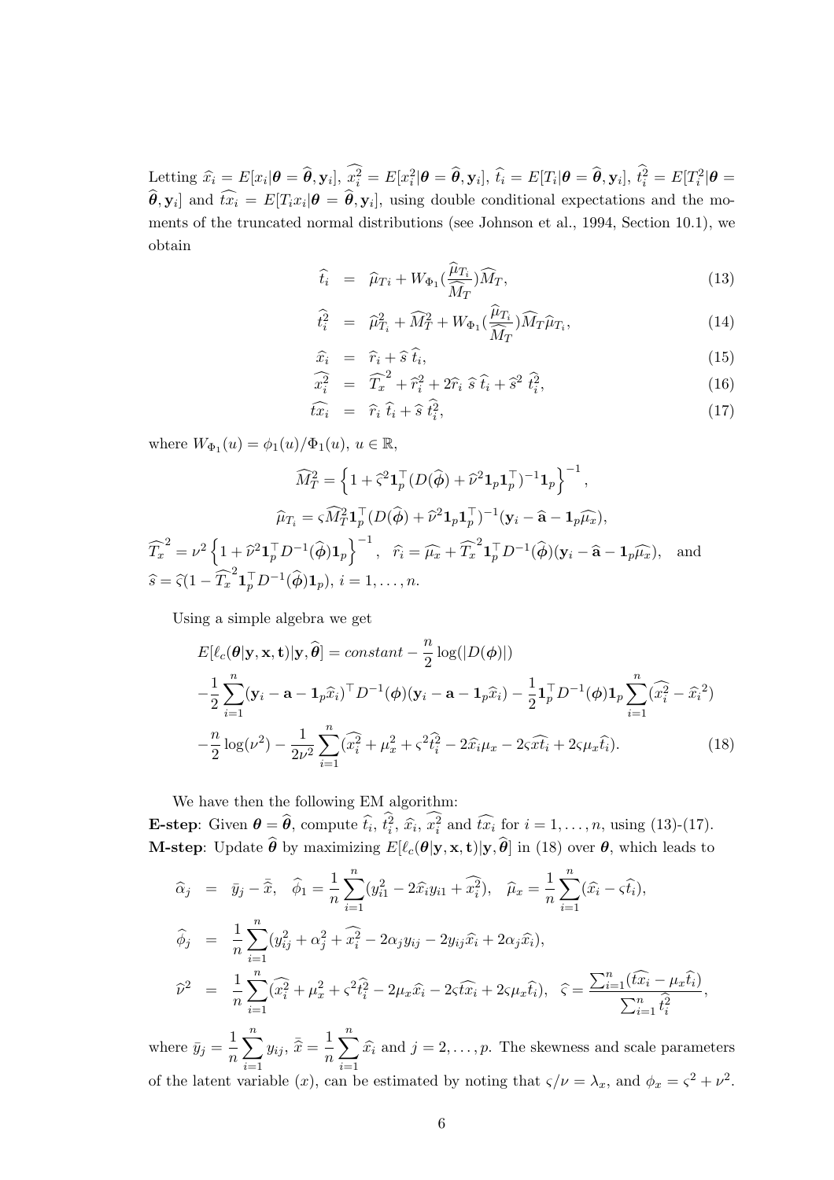Letting $\widehat{x}_i = E[x_i|\boldsymbol{\theta} = \widehat{\boldsymbol{\theta}}, \mathbf{y}_i]$, $\widehat{x_i^2} = E[x_i^2|\boldsymbol{\theta} = \widehat{\boldsymbol{\theta}}, \mathbf{y}_i]$, $\widehat{t}_i = E[T_i|\boldsymbol{\theta} = \widehat{\boldsymbol{\theta}}, \mathbf{y}_i]$, $\widehat{t_i^2} = E[T_i^2|\boldsymbol{\theta} = \widehat{\boldsymbol{\theta}}, \mathbf{y}_i]$ and $\widehat{tx_i} = E[T_i x_i|\boldsymbol{\theta} = \widehat{\boldsymbol{\theta}}, \mathbf{y}_i]$, using double conditional expectations and the moments of the truncated normal distributions (see Johnson et al., 1994, Section 10.1), we obtain

$$
\begin{aligned}
\widehat{t}_i &= \widehat{\mu}_{Ti} + W_{\Phi_1}\left(\frac{\widehat{\mu}_{T_i}}{\widehat{M}_T}\right)\widehat{M}_T, & (13)\\
\widehat{t_i^2} &= \widehat{\mu}_{T_i}^2 + \widehat{M}_T^2 + W_{\Phi_1}\left(\frac{\widehat{\mu}_{T_i}}{\widehat{M}_T}\right)\widehat{M}_T\widehat{\mu}_{T_i}, & (14)\\
\widehat{x}_i &= \widehat{r}_i + \widehat{s}\,\widehat{t}_i, & (15)\\
\widehat{x_i^2} &= \widehat{T_x}^2 + \widehat{r}_i^2 + 2\widehat{r}_i\,\widehat{s}\,\widehat{t}_i + \widehat{s}^2\,\widehat{t_i^2}, & (16)\\
\widehat{tx_i} &= \widehat{r}_i\,\widehat{t}_i + \widehat{s}\,\widehat{t_i^2}, & (17)
\end{aligned}
$$

where $W_{\Phi_1}(u) = \phi_1(u)/\Phi_1(u)$, $u \in \mathbb{R}$,

$$
\widehat{M}_T^2 = \left\{1 + \widehat{\varsigma}^2 \mathbf{1}_p^\top (D(\widehat{\boldsymbol{\phi}}) + \widehat{\nu}^2 \mathbf{1}_p \mathbf{1}_p^\top)^{-1} \mathbf{1}_p\right\}^{-1},
$$

$$
\widehat{\mu}_{T_i} = \varsigma \widehat{M}_T^2 \mathbf{1}_p^\top (D(\widehat{\boldsymbol{\phi}}) + \widehat{\nu}^2 \mathbf{1}_p \mathbf{1}_p^\top)^{-1} (\mathbf{y}_i - \widehat{\mathbf{a}} - \mathbf{1}_p \widehat{\mu_x}),
$$

$\widehat{T_x}^2 = \nu^2 \left\{1 + \widehat{\nu}^2 \mathbf{1}_p^\top D^{-1}(\widehat{\boldsymbol{\phi}}) \mathbf{1}_p\right\}^{-1}$, $\widehat{r}_i = \widehat{\mu_x} + \widehat{T_x}^2 \mathbf{1}_p^\top D^{-1}(\widehat{\boldsymbol{\phi}})(\mathbf{y}_i - \widehat{\mathbf{a}} - \mathbf{1}_p \widehat{\mu_x})$, and $\widehat{s} = \widehat{\varsigma}(1 - \widehat{T_x}^2 \mathbf{1}_p^\top D^{-1}(\widehat{\boldsymbol{\phi}}) \mathbf{1}_p)$, $i = 1, \ldots, n$.

Using a simple algebra we get

$$
\begin{aligned}
&E[\ell_c(\boldsymbol{\theta}|\mathbf{y}, \mathbf{x}, \mathbf{t})|\mathbf{y}, \widehat{\boldsymbol{\theta}}] = constant - \frac{n}{2}\log(|D(\boldsymbol{\phi})|)\\
&-\frac{1}{2}\sum_{i=1}^n (\mathbf{y}_i - \mathbf{a} - \mathbf{1}_p \widehat{x}_i)^\top D^{-1}(\boldsymbol{\phi})(\mathbf{y}_i - \mathbf{a} - \mathbf{1}_p \widehat{x}_i) - \frac{1}{2}\mathbf{1}_p^\top D^{-1}(\boldsymbol{\phi})\mathbf{1}_p \sum_{i=1}^n (\widehat{x_i^2} - \widehat{x}_i^2)\\
&-\frac{n}{2}\log(\nu^2) - \frac{1}{2\nu^2}\sum_{i=1}^n (\widehat{x_i^2} + \mu_x^2 + \varsigma^2 \widehat{t_i^2} - 2\widehat{x}_i \mu_x - 2\varsigma \widehat{xt_i} + 2\varsigma \mu_x \widehat{t}_i). \qquad (18)
\end{aligned}
$$

We have then the following EM algorithm:
**E-step**: Given $\boldsymbol{\theta} = \widehat{\boldsymbol{\theta}}$, compute $\widehat{t}_i$, $\widehat{t_i^2}$, $\widehat{x}_i$, $\widehat{x_i^2}$ and $\widehat{tx_i}$ for $i = 1, \ldots, n$, using (13)-(17).
**M-step**: Update $\widehat{\boldsymbol{\theta}}$ by maximizing $E[\ell_c(\boldsymbol{\theta}|\mathbf{y}, \mathbf{x}, \mathbf{t})|\mathbf{y}, \widehat{\boldsymbol{\theta}}]$ in (18) over $\boldsymbol{\theta}$, which leads to

$$
\begin{aligned}
\widehat{\alpha}_j &= \bar{y}_j - \bar{\widehat{x}}, \quad \widehat{\phi}_1 = \frac{1}{n}\sum_{i=1}^n (y_{i1}^2 - 2\widehat{x}_i y_{i1} + \widehat{x_i^2}), \quad \widehat{\mu}_x = \frac{1}{n}\sum_{i=1}^n (\widehat{x}_i - \varsigma \widehat{t}_i),\\
\widehat{\phi}_j &= \frac{1}{n}\sum_{i=1}^n (y_{ij}^2 + \alpha_j^2 + \widehat{x_i^2} - 2\alpha_j y_{ij} - 2y_{ij}\widehat{x}_i + 2\alpha_j \widehat{x}_i),\\
\widehat{\nu}^2 &= \frac{1}{n}\sum_{i=1}^n (\widehat{x_i^2} + \mu_x^2 + \varsigma^2 \widehat{t_i^2} - 2\mu_x \widehat{x}_i - 2\varsigma \widehat{tx}_i + 2\varsigma \mu_x \widehat{t}_i), \quad \widehat{\varsigma} = \frac{\sum_{i=1}^n (\widehat{tx}_i - \mu_x \widehat{t}_i)}{\sum_{i=1}^n \widehat{t_i^2}},
\end{aligned}
$$

where $\bar{y}_j = \frac{1}{n}\sum_{i=1}^n y_{ij}$, $\bar{\widehat{x}} = \frac{1}{n}\sum_{i=1}^n \widehat{x}_i$ and $j = 2, \ldots, p$. The skewness and scale parameters of the latent variable ($x$), can be estimated by noting that $\varsigma/\nu = \lambda_x$, and $\phi_x = \varsigma^2 + \nu^2$.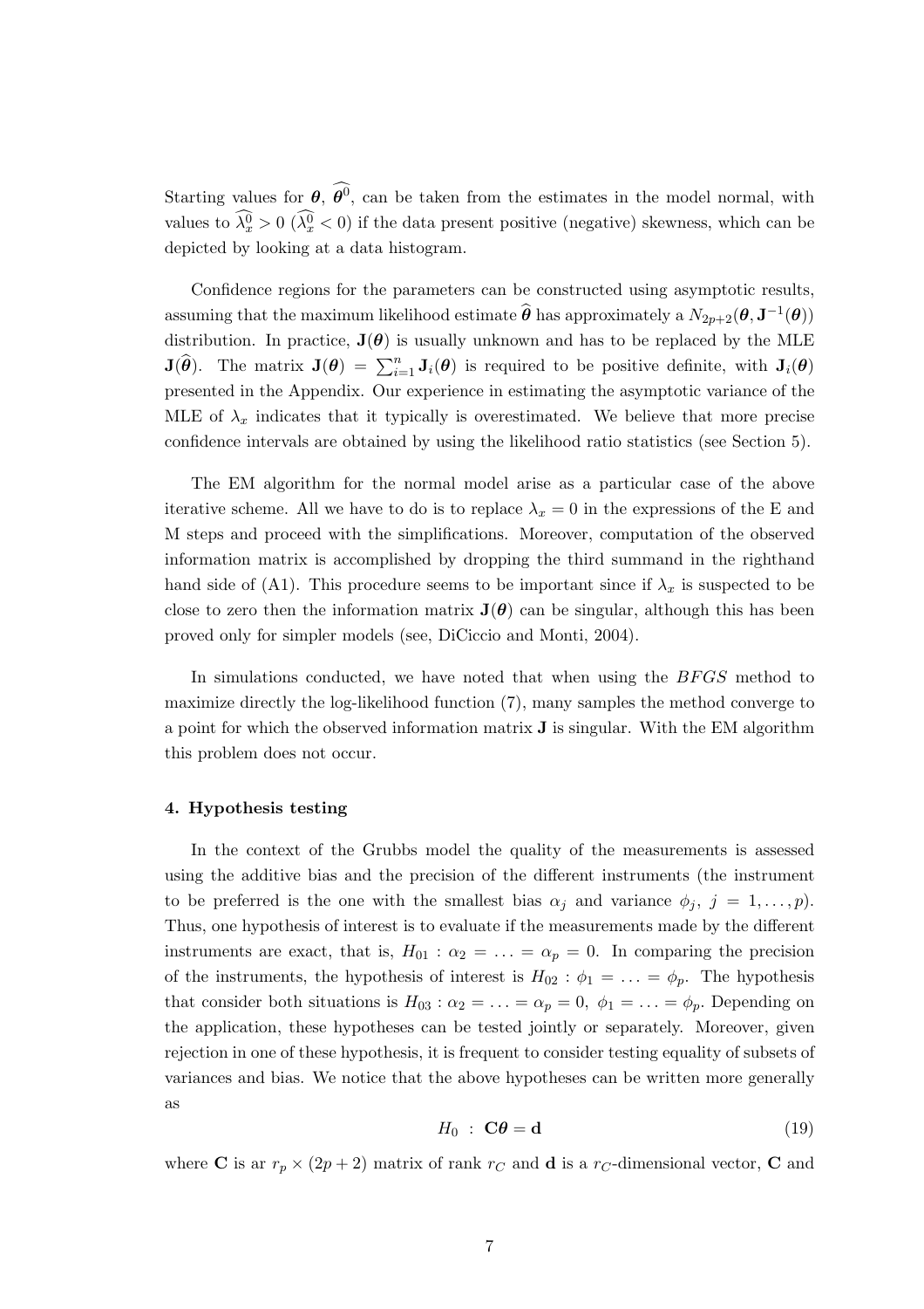Starting values for $\boldsymbol{\theta}$, $\widehat{\boldsymbol{\theta}}^0$, can be taken from the estimates in the model normal, with values to $\widehat{\lambda}_x^0 > 0$ ($\widehat{\lambda}_x^0 < 0$) if the data present positive (negative) skewness, which can be depicted by looking at a data histogram.

Confidence regions for the parameters can be constructed using asymptotic results, assuming that the maximum likelihood estimate $\widehat{\boldsymbol{\theta}}$ has approximately a $N_{2p+2}(\boldsymbol{\theta}, \mathbf{J}^{-1}(\boldsymbol{\theta}))$ distribution. In practice, $\mathbf{J}(\boldsymbol{\theta})$ is usually unknown and has to be replaced by the MLE $\mathbf{J}(\widehat{\boldsymbol{\theta}})$. The matrix $\mathbf{J}(\boldsymbol{\theta}) = \sum_{i=1}^{n} \mathbf{J}_i(\boldsymbol{\theta})$ is required to be positive definite, with $\mathbf{J}_i(\boldsymbol{\theta})$ presented in the Appendix. Our experience in estimating the asymptotic variance of the MLE of $\lambda_x$ indicates that it typically is overestimated. We believe that more precise confidence intervals are obtained by using the likelihood ratio statistics (see Section 5).

The EM algorithm for the normal model arise as a particular case of the above iterative scheme. All we have to do is to replace $\lambda_x = 0$ in the expressions of the E and M steps and proceed with the simplifications. Moreover, computation of the observed information matrix is accomplished by dropping the third summand in the righthand hand side of (A1). This procedure seems to be important since if $\lambda_x$ is suspected to be close to zero then the information matrix $\mathbf{J}(\boldsymbol{\theta})$ can be singular, although this has been proved only for simpler models (see, DiCiccio and Monti, 2004).

In simulations conducted, we have noted that when using the *BFGS* method to maximize directly the log-likelihood function (7), many samples the method converge to a point for which the observed information matrix $\mathbf{J}$ is singular. With the EM algorithm this problem does not occur.

## 4. Hypothesis testing

In the context of the Grubbs model the quality of the measurements is assessed using the additive bias and the precision of the different instruments (the instrument to be preferred is the one with the smallest bias $\alpha_j$ and variance $\phi_j$, $j = 1, \ldots, p$). Thus, one hypothesis of interest is to evaluate if the measurements made by the different instruments are exact, that is, $H_{01} : \alpha_2 = \ldots = \alpha_p = 0$. In comparing the precision of the instruments, the hypothesis of interest is $H_{02} : \phi_1 = \ldots = \phi_p$. The hypothesis that consider both situations is $H_{03} : \alpha_2 = \ldots = \alpha_p = 0,\ \phi_1 = \ldots = \phi_p$. Depending on the application, these hypotheses can be tested jointly or separately. Moreover, given rejection in one of these hypothesis, it is frequent to consider testing equality of subsets of variances and bias. We notice that the above hypotheses can be written more generally as

$$H_0 \ : \ \mathbf{C}\boldsymbol{\theta} = \mathbf{d} \tag{19}$$

where $\mathbf{C}$ is ar $r_p \times (2p+2)$ matrix of rank $r_C$ and $\mathbf{d}$ is a $r_C$-dimensional vector, $\mathbf{C}$ and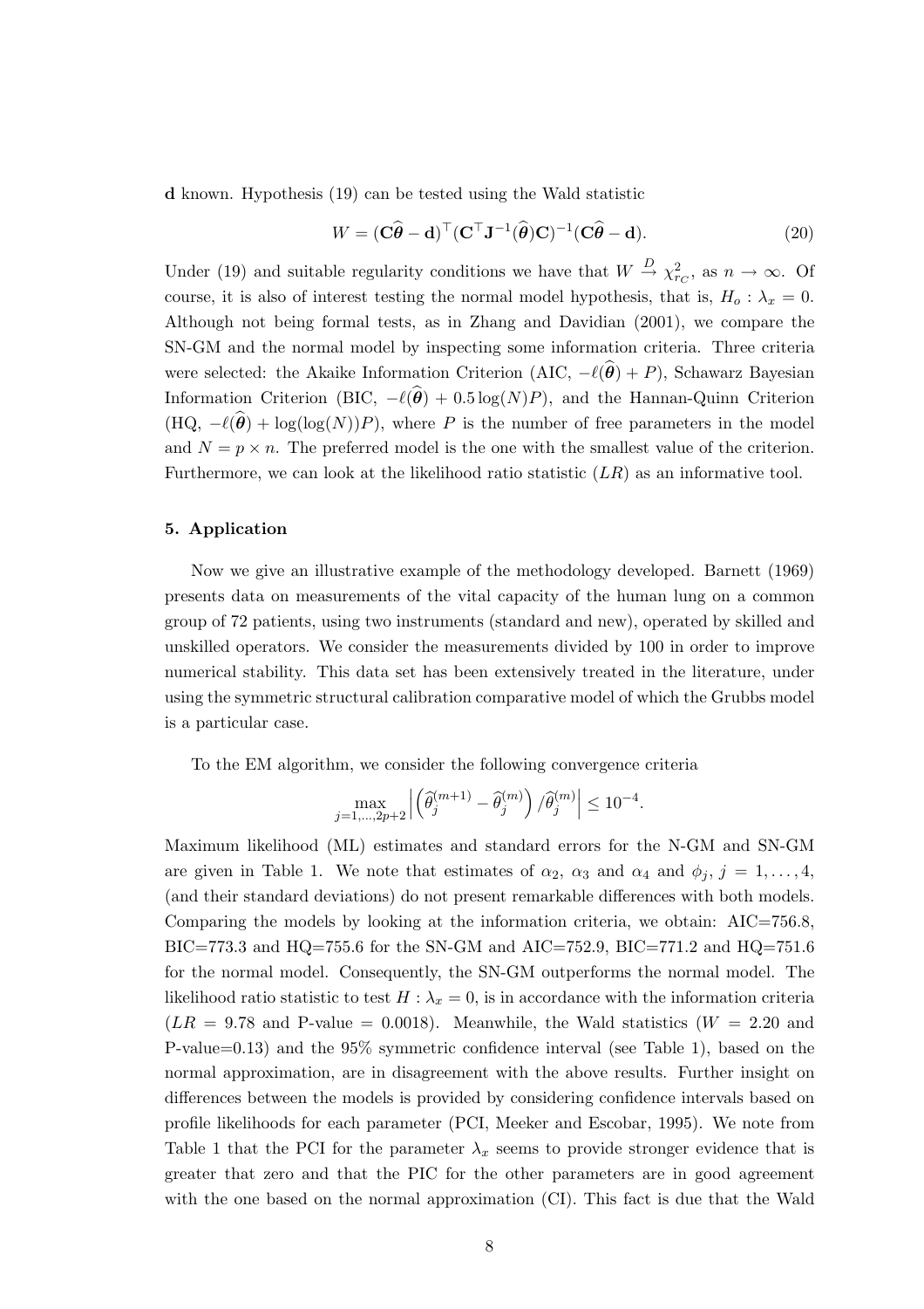**d** known. Hypothesis (19) can be tested using the Wald statistic

$$W = (\mathbf{C}\widehat{\boldsymbol{\theta}} - \mathbf{d})^\top (\mathbf{C}^\top \mathbf{J}^{-1}(\widehat{\boldsymbol{\theta}})\mathbf{C})^{-1}(\mathbf{C}\widehat{\boldsymbol{\theta}} - \mathbf{d}). \tag{20}$$

Under (19) and suitable regularity conditions we have that $W \xrightarrow{D} \chi^2_{r_C}$, as $n \to \infty$. Of course, it is also of interest testing the normal model hypothesis, that is, $H_o : \lambda_x = 0$. Although not being formal tests, as in Zhang and Davidian (2001), we compare the SN-GM and the normal model by inspecting some information criteria. Three criteria were selected: the Akaike Information Criterion (AIC, $-\ell(\widehat{\boldsymbol{\theta}}) + P$), Schawarz Bayesian Information Criterion (BIC, $-\ell(\widehat{\boldsymbol{\theta}}) + 0.5\log(N)P$), and the Hannan-Quinn Criterion (HQ, $-\ell(\widehat{\boldsymbol{\theta}}) + \log(\log(N))P$), where $P$ is the number of free parameters in the model and $N = p \times n$. The preferred model is the one with the smallest value of the criterion. Furthermore, we can look at the likelihood ratio statistic ($LR$) as an informative tool.

## 5. Application

Now we give an illustrative example of the methodology developed. Barnett (1969) presents data on measurements of the vital capacity of the human lung on a common group of 72 patients, using two instruments (standard and new), operated by skilled and unskilled operators. We consider the measurements divided by 100 in order to improve numerical stability. This data set has been extensively treated in the literature, under using the symmetric structural calibration comparative model of which the Grubbs model is a particular case.

To the EM algorithm, we consider the following convergence criteria

$$\max_{j=1,\ldots,2p+2} \left| \left(\widehat{\theta}_j^{(m+1)} - \widehat{\theta}_j^{(m)}\right) / \widehat{\theta}_j^{(m)} \right| \leq 10^{-4}.$$

Maximum likelihood (ML) estimates and standard errors for the N-GM and SN-GM are given in Table 1. We note that estimates of $\alpha_2$, $\alpha_3$ and $\alpha_4$ and $\phi_j$, $j = 1, \ldots, 4$, (and their standard deviations) do not present remarkable differences with both models. Comparing the models by looking at the information criteria, we obtain: AIC=756.8, BIC=773.3 and HQ=755.6 for the SN-GM and AIC=752.9, BIC=771.2 and HQ=751.6 for the normal model. Consequently, the SN-GM outperforms the normal model. The likelihood ratio statistic to test $H : \lambda_x = 0$, is in accordance with the information criteria ($LR$ = 9.78 and P-value = 0.0018). Meanwhile, the Wald statistics ($W$ = 2.20 and P-value=0.13) and the 95% symmetric confidence interval (see Table 1), based on the normal approximation, are in disagreement with the above results. Further insight on differences between the models is provided by considering confidence intervals based on profile likelihoods for each parameter (PCI, Meeker and Escobar, 1995). We note from Table 1 that the PCI for the parameter $\lambda_x$ seems to provide stronger evidence that is greater that zero and that the PIC for the other parameters are in good agreement with the one based on the normal approximation (CI). This fact is due that the Wald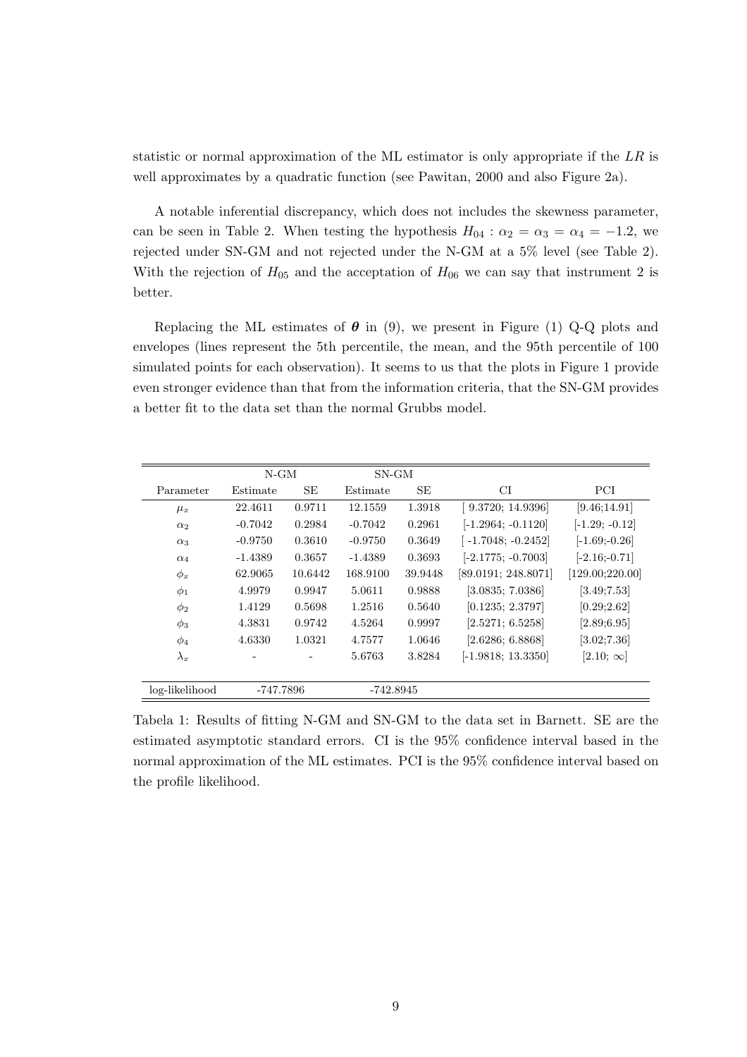statistic or normal approximation of the ML estimator is only appropriate if the $LR$ is well approximates by a quadratic function (see Pawitan, 2000 and also Figure 2a).

A notable inferential discrepancy, which does not includes the skewness parameter, can be seen in Table 2. When testing the hypothesis $H_{04} : \alpha_2 = \alpha_3 = \alpha_4 = -1.2$, we rejected under SN-GM and not rejected under the N-GM at a 5% level (see Table 2). With the rejection of $H_{05}$ and the acceptation of $H_{06}$ we can say that instrument 2 is better.

Replacing the ML estimates of $\boldsymbol{\theta}$ in (9), we present in Figure (1) Q-Q plots and envelopes (lines represent the 5th percentile, the mean, and the 95th percentile of 100 simulated points for each observation). It seems to us that the plots in Figure 1 provide even stronger evidence than that from the information criteria, that the SN-GM provides a better fit to the data set than the normal Grubbs model.

| | N-GM | | SN-GM | | | |
|---|---|---|---|---|---|---|
| Parameter | Estimate | SE | Estimate | SE | CI | PCI |
| $\mu_x$ | 22.4611 | 0.9711 | 12.1559 | 1.3918 | [ 9.3720; 14.9396] | [9.46;14.91] |
| $\alpha_2$ | -0.7042 | 0.2984 | -0.7042 | 0.2961 | [-1.2964; -0.1120] | [-1.29; -0.12] |
| $\alpha_3$ | -0.9750 | 0.3610 | -0.9750 | 0.3649 | [ -1.7048; -0.2452] | [-1.69;-0.26] |
| $\alpha_4$ | -1.4389 | 0.3657 | -1.4389 | 0.3693 | [-2.1775; -0.7003] | [-2.16;-0.71] |
| $\phi_x$ | 62.9065 | 10.6442 | 168.9100 | 39.9448 | [89.0191; 248.8071] | [129.00;220.00] |
| $\phi_1$ | 4.9979 | 0.9947 | 5.0611 | 0.9888 | [3.0835; 7.0386] | [3.49;7.53] |
| $\phi_2$ | 1.4129 | 0.5698 | 1.2516 | 0.5640 | [0.1235; 2.3797] | [0.29;2.62] |
| $\phi_3$ | 4.3831 | 0.9742 | 4.5264 | 0.9997 | [2.5271; 6.5258] | [2.89;6.95] |
| $\phi_4$ | 4.6330 | 1.0321 | 4.7577 | 1.0646 | [2.6286; 6.8868] | [3.02;7.36] |
| $\lambda_x$ | - | - | 5.6763 | 3.8284 | [-1.9818; 13.3350] | [2.10; $\infty$] |
| log-likelihood | -747.7896 | | -742.8945 | | | |

Tabela 1: Results of fitting N-GM and SN-GM to the data set in Barnett. SE are the estimated asymptotic standard errors. CI is the 95% confidence interval based in the normal approximation of the ML estimates. PCI is the 95% confidence interval based on the profile likelihood.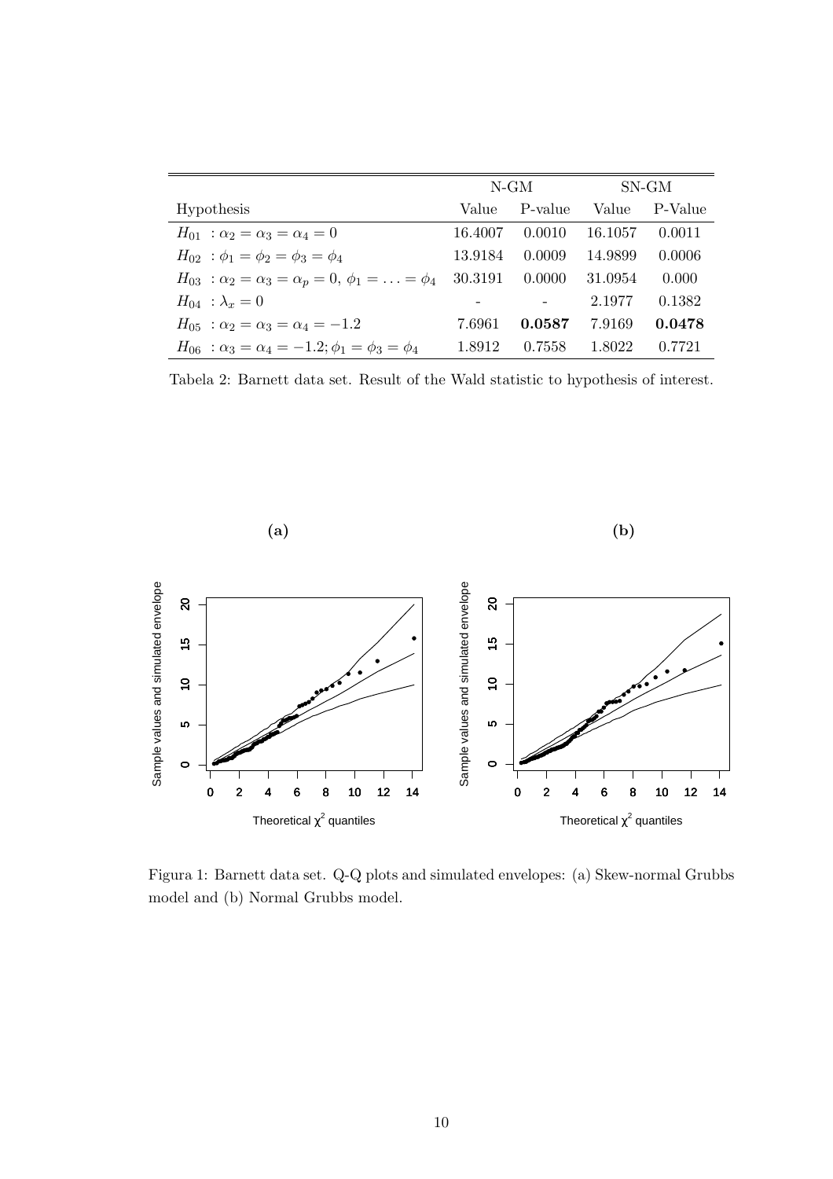| Hypothesis | N-GM | | SN-GM | |
|---|---|---|---|---|
| | Value | P-value | Value | P-Value |
| $H_{01}$ : $\alpha_2 = \alpha_3 = \alpha_4 = 0$ | 16.4007 | 0.0010 | 16.1057 | 0.0011 |
| $H_{02}$ : $\phi_1 = \phi_2 = \phi_3 = \phi_4$ | 13.9184 | 0.0009 | 14.9899 | 0.0006 |
| $H_{03}$ : $\alpha_2 = \alpha_3 = \alpha_p = 0,\ \phi_1 = \ldots = \phi_4$ | 30.3191 | 0.0000 | 31.0954 | 0.000 |
| $H_{04}$ : $\lambda_x = 0$ | - | - | 2.1977 | 0.1382 |
| $H_{05}$ : $\alpha_2 = \alpha_3 = \alpha_4 = -1.2$ | 7.6961 | **0.0587** | 7.9169 | **0.0478** |
| $H_{06}$ : $\alpha_3 = \alpha_4 = -1.2; \phi_1 = \phi_3 = \phi_4$ | 1.8912 | 0.7558 | 1.8022 | 0.7721 |

Tabela 2: Barnett data set. Result of the Wald statistic to hypothesis of interest.

Figura 1: Barnett data set. Q-Q plots and simulated envelopes: (a) Skew-normal Grubbs model and (b) Normal Grubbs model.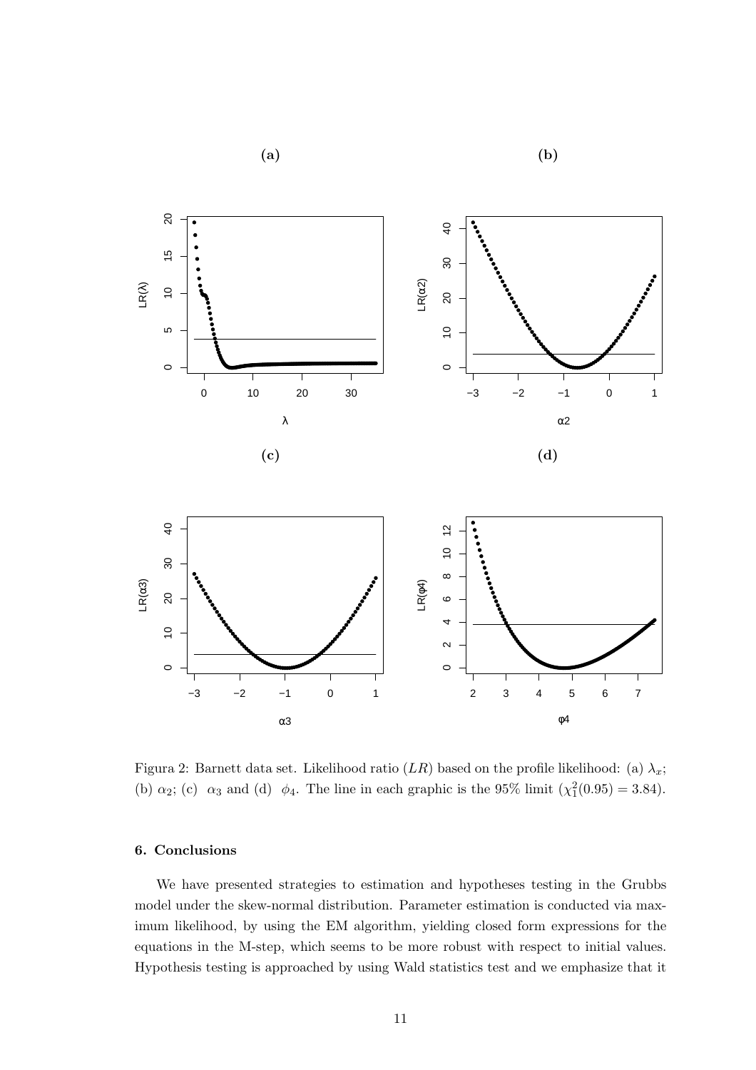Figura 2: Barnett data set. Likelihood ratio ($LR$) based on the profile likelihood: (a) $\lambda_x$; (b) $\alpha_2$; (c) $\alpha_3$ and (d) $\phi_4$. The line in each graphic is the 95% limit ($\chi_1^2(0.95) = 3.84$).

## 6. Conclusions

We have presented strategies to estimation and hypotheses testing in the Grubbs model under the skew-normal distribution. Parameter estimation is conducted via maximum likelihood, by using the EM algorithm, yielding closed form expressions for the equations in the M-step, which seems to be more robust with respect to initial values. Hypothesis testing is approached by using Wald statistics test and we emphasize that it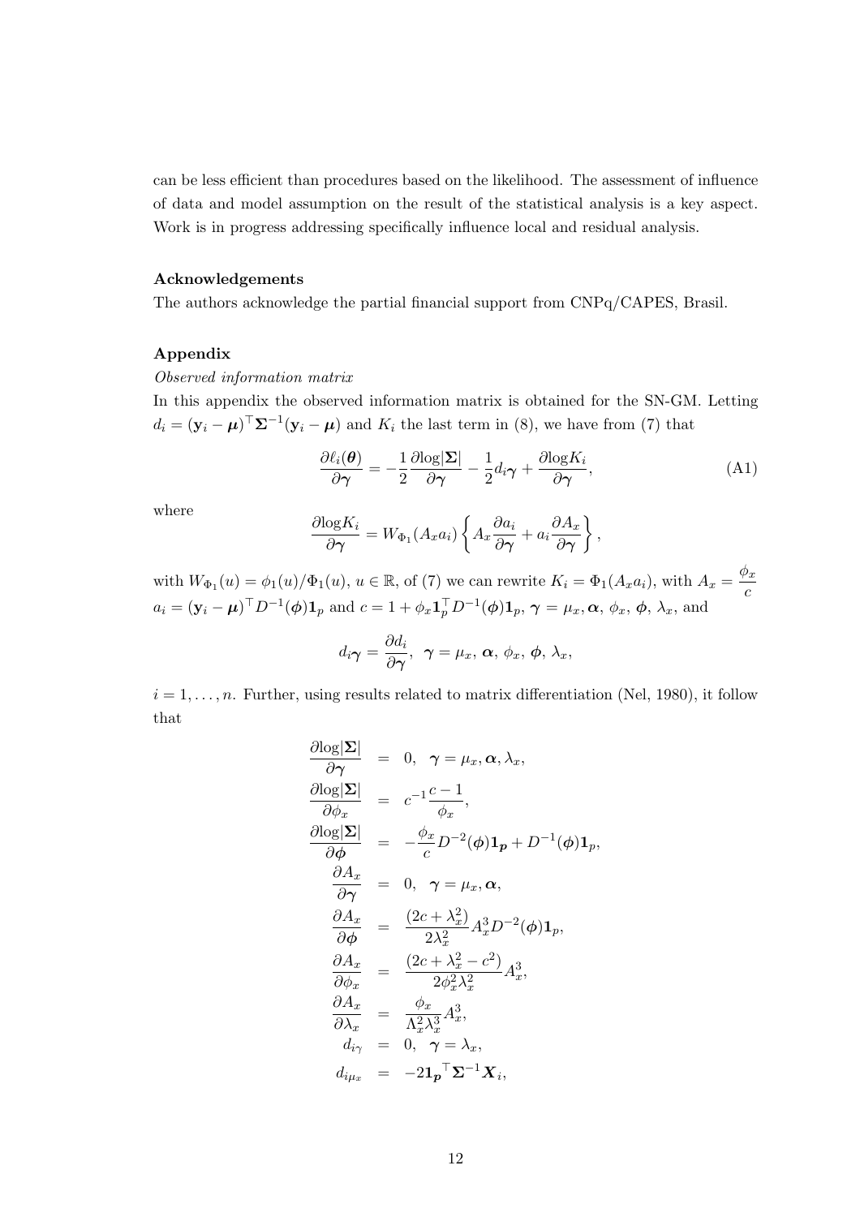can be less efficient than procedures based on the likelihood. The assessment of influence of data and model assumption on the result of the statistical analysis is a key aspect. Work is in progress addressing specifically influence local and residual analysis.

**Acknowledgements**

The authors acknowledge the partial financial support from CNPq/CAPES, Brasil.

**Appendix**

*Observed information matrix*

In this appendix the observed information matrix is obtained for the SN-GM. Letting $d_i = (\mathbf{y}_i - \boldsymbol{\mu})^\top \boldsymbol{\Sigma}^{-1}(\mathbf{y}_i - \boldsymbol{\mu})$ and $K_i$ the last term in (8), we have from (7) that

$$\frac{\partial \ell_i(\boldsymbol{\theta})}{\partial \boldsymbol{\gamma}} = -\frac{1}{2}\frac{\partial \log|\boldsymbol{\Sigma}|}{\partial \boldsymbol{\gamma}} - \frac{1}{2} d_{i\boldsymbol{\gamma}} + \frac{\partial \log K_i}{\partial \boldsymbol{\gamma}}, \tag{A1}$$

where

$$\frac{\partial \log K_i}{\partial \boldsymbol{\gamma}} = W_{\Phi_1}(A_x a_i)\left\{ A_x \frac{\partial a_i}{\partial \boldsymbol{\gamma}} + a_i \frac{\partial A_x}{\partial \boldsymbol{\gamma}} \right\},$$

with $W_{\Phi_1}(u) = \phi_1(u)/\Phi_1(u)$, $u \in \mathbb{R}$, of (7) we can rewrite $K_i = \Phi_1(A_x a_i)$, with $A_x = \dfrac{\phi_x}{c}$ $a_i = (\mathbf{y}_i - \boldsymbol{\mu})^\top D^{-1}(\boldsymbol{\phi})\mathbf{1}_p$ and $c = 1 + \phi_x \mathbf{1}_p^\top D^{-1}(\boldsymbol{\phi})\mathbf{1}_p$, $\boldsymbol{\gamma} = \mu_x, \boldsymbol{\alpha}$, $\phi_x$, $\boldsymbol{\phi}$, $\lambda_x$, and

$$d_{i\boldsymbol{\gamma}} = \frac{\partial d_i}{\partial \boldsymbol{\gamma}}, \;\; \boldsymbol{\gamma} = \mu_x,\, \boldsymbol{\alpha},\, \phi_x,\, \boldsymbol{\phi},\, \lambda_x,$$

$i = 1, \ldots, n$. Further, using results related to matrix differentiation (Nel, 1980), it follow that

$$\begin{aligned}
\frac{\partial \log|\boldsymbol{\Sigma}|}{\partial \boldsymbol{\gamma}} &= 0, \;\; \boldsymbol{\gamma} = \mu_x, \boldsymbol{\alpha}, \lambda_x, \\
\frac{\partial \log|\boldsymbol{\Sigma}|}{\partial \phi_x} &= c^{-1}\frac{c-1}{\phi_x}, \\
\frac{\partial \log|\boldsymbol{\Sigma}|}{\partial \boldsymbol{\phi}} &= -\frac{\phi_x}{c} D^{-2}(\boldsymbol{\phi})\mathbf{1}_{\boldsymbol{p}} + D^{-1}(\boldsymbol{\phi})\mathbf{1}_p, \\
\frac{\partial A_x}{\partial \boldsymbol{\gamma}} &= 0, \;\; \boldsymbol{\gamma} = \mu_x, \boldsymbol{\alpha}, \\
\frac{\partial A_x}{\partial \boldsymbol{\phi}} &= \frac{(2c + \lambda_x^2)}{2\lambda_x^2} A_x^3 D^{-2}(\boldsymbol{\phi})\mathbf{1}_p, \\
\frac{\partial A_x}{\partial \phi_x} &= \frac{(2c + \lambda_x^2 - c^2)}{2\phi_x^2 \lambda_x^2} A_x^3, \\
\frac{\partial A_x}{\partial \lambda_x} &= \frac{\phi_x}{\Lambda_x^2 \lambda_x^3} A_x^3, \\
d_{i\gamma} &= 0, \;\; \boldsymbol{\gamma} = \lambda_x, \\
d_{i\mu_x} &= -2\mathbf{1}_{\boldsymbol{p}}{}^\top \boldsymbol{\Sigma}^{-1} \boldsymbol{X}_i,
\end{aligned}$$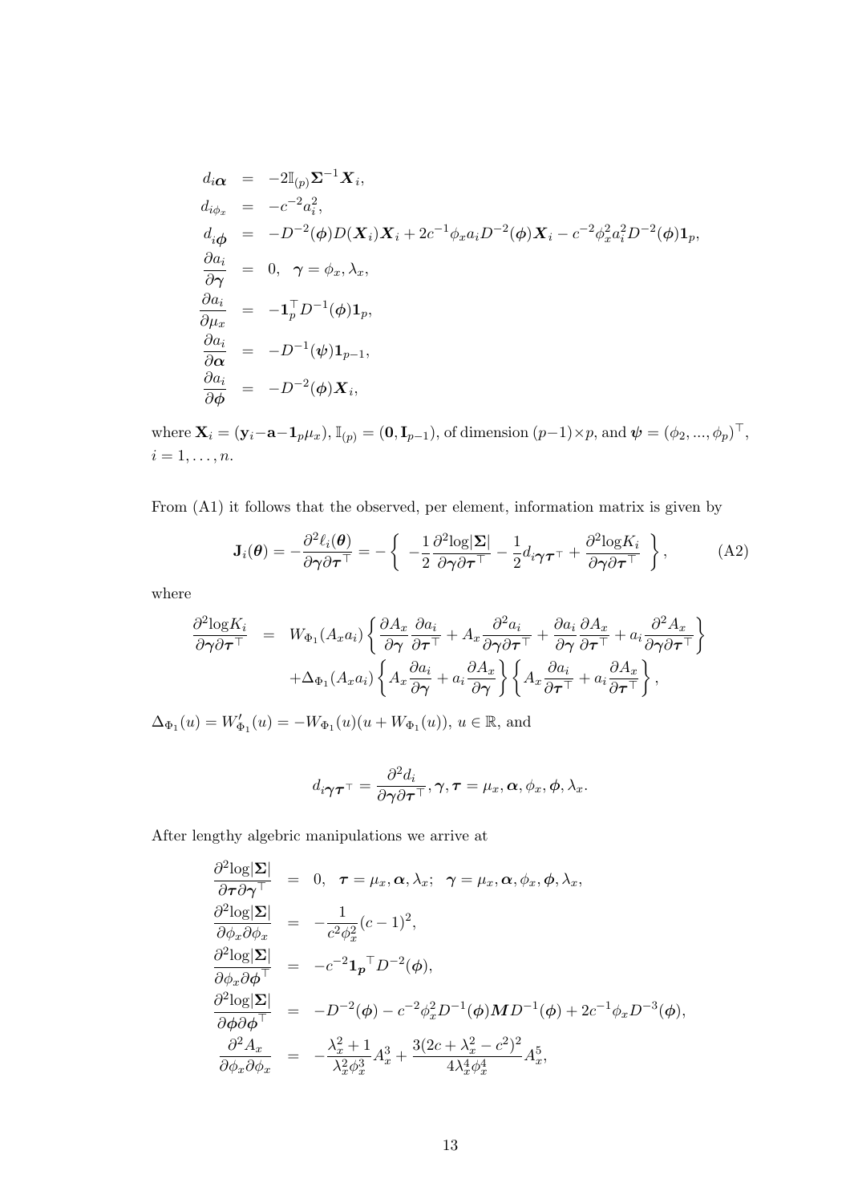$$
\begin{aligned}
d_{i\boldsymbol{\alpha}} &= -2\mathbb{I}_{(p)}\boldsymbol{\Sigma}^{-1}\boldsymbol{X}_i,\\
d_{i\phi_x} &= -c^{-2}a_i^2,\\
d_{i\boldsymbol{\phi}} &= -D^{-2}(\boldsymbol{\phi})D(\boldsymbol{X}_i)\boldsymbol{X}_i + 2c^{-1}\phi_x a_i D^{-2}(\boldsymbol{\phi})\boldsymbol{X}_i - c^{-2}\phi_x^2 a_i^2 D^{-2}(\boldsymbol{\phi})\mathbf{1}_p,\\
\frac{\partial a_i}{\partial \boldsymbol{\gamma}} &= 0, \quad \boldsymbol{\gamma} = \phi_x, \lambda_x,\\
\frac{\partial a_i}{\partial \mu_x} &= -\mathbf{1}_p^\top D^{-1}(\boldsymbol{\phi})\mathbf{1}_p,\\
\frac{\partial a_i}{\partial \boldsymbol{\alpha}} &= -D^{-1}(\boldsymbol{\psi})\mathbf{1}_{p-1},\\
\frac{\partial a_i}{\partial \boldsymbol{\phi}} &= -D^{-2}(\boldsymbol{\phi})\boldsymbol{X}_i,
\end{aligned}
$$

where $\mathbf{X}_i = (\mathbf{y}_i - \mathbf{a} - \mathbf{1}_p\mu_x)$, $\mathbb{I}_{(p)} = (\mathbf{0}, \mathbf{I}_{p-1})$, of dimension $(p-1)\times p$, and $\boldsymbol{\psi} = (\phi_2, ..., \phi_p)^\top$, $i = 1, \ldots, n$.

From (A1) it follows that the observed, per element, information matrix is given by

$$
\mathbf{J}_i(\boldsymbol{\theta}) = -\frac{\partial^2 \ell_i(\boldsymbol{\theta})}{\partial \boldsymbol{\gamma}\partial \boldsymbol{\tau}^\top} = -\left\{ -\frac{1}{2}\frac{\partial^2 \log|\boldsymbol{\Sigma}|}{\partial \boldsymbol{\gamma}\partial \boldsymbol{\tau}^\top} - \frac{1}{2}d_{i\boldsymbol{\gamma}\boldsymbol{\tau}^\top} + \frac{\partial^2 \log K_i}{\partial \boldsymbol{\gamma}\partial \boldsymbol{\tau}^\top} \right\}, \tag{A2}
$$

where

$$
\begin{aligned}
\frac{\partial^2 \log K_i}{\partial \boldsymbol{\gamma}\partial \boldsymbol{\tau}^\top} &= W_{\Phi_1}(A_x a_i)\left\{ \frac{\partial A_x}{\partial \boldsymbol{\gamma}}\frac{\partial a_i}{\partial \boldsymbol{\tau}^\top} + A_x \frac{\partial^2 a_i}{\partial \boldsymbol{\gamma}\partial \boldsymbol{\tau}^\top} + \frac{\partial a_i}{\partial \boldsymbol{\gamma}}\frac{\partial A_x}{\partial \boldsymbol{\tau}^\top} + a_i \frac{\partial^2 A_x}{\partial \boldsymbol{\gamma}\partial \boldsymbol{\tau}^\top} \right\}\\
&\quad + \Delta_{\Phi_1}(A_x a_i)\left\{ A_x \frac{\partial a_i}{\partial \boldsymbol{\gamma}} + a_i \frac{\partial A_x}{\partial \boldsymbol{\gamma}} \right\}\left\{ A_x \frac{\partial a_i}{\partial \boldsymbol{\tau}^\top} + a_i \frac{\partial A_x}{\partial \boldsymbol{\tau}^\top} \right\},
\end{aligned}
$$

$\Delta_{\Phi_1}(u) = W'_{\Phi_1}(u) = -W_{\Phi_1}(u)(u + W_{\Phi_1}(u))$, $u \in \mathbb{R}$, and

$$
d_{i\boldsymbol{\gamma}\boldsymbol{\tau}^\top} = \frac{\partial^2 d_i}{\partial \boldsymbol{\gamma}\partial \boldsymbol{\tau}^\top}, \boldsymbol{\gamma}, \boldsymbol{\tau} = \mu_x, \boldsymbol{\alpha}, \phi_x, \boldsymbol{\phi}, \lambda_x.
$$

After lengthy algebric manipulations we arrive at

$$
\begin{aligned}
\frac{\partial^2 \log|\boldsymbol{\Sigma}|}{\partial \boldsymbol{\tau}\partial \boldsymbol{\gamma}^\top} &= 0, \quad \boldsymbol{\tau} = \mu_x, \boldsymbol{\alpha}, \lambda_x; \quad \boldsymbol{\gamma} = \mu_x, \boldsymbol{\alpha}, \phi_x, \boldsymbol{\phi}, \lambda_x,\\
\frac{\partial^2 \log|\boldsymbol{\Sigma}|}{\partial \phi_x \partial \phi_x} &= -\frac{1}{c^2\phi_x^2}(c-1)^2,\\
\frac{\partial^2 \log|\boldsymbol{\Sigma}|}{\partial \phi_x \partial \boldsymbol{\phi}^\top} &= -c^{-2}\mathbf{1}_{\boldsymbol{p}}{}^\top D^{-2}(\boldsymbol{\phi}),\\
\frac{\partial^2 \log|\boldsymbol{\Sigma}|}{\partial \boldsymbol{\phi}\partial \boldsymbol{\phi}^\top} &= -D^{-2}(\boldsymbol{\phi}) - c^{-2}\phi_x^2 D^{-1}(\boldsymbol{\phi})\boldsymbol{M}D^{-1}(\boldsymbol{\phi}) + 2c^{-1}\phi_x D^{-3}(\boldsymbol{\phi}),\\
\frac{\partial^2 A_x}{\partial \phi_x \partial \phi_x} &= -\frac{\lambda_x^2+1}{\lambda_x^2\phi_x^3}A_x^3 + \frac{3(2c + \lambda_x^2 - c^2)^2}{4\lambda_x^4\phi_x^4}A_x^5,
\end{aligned}
$$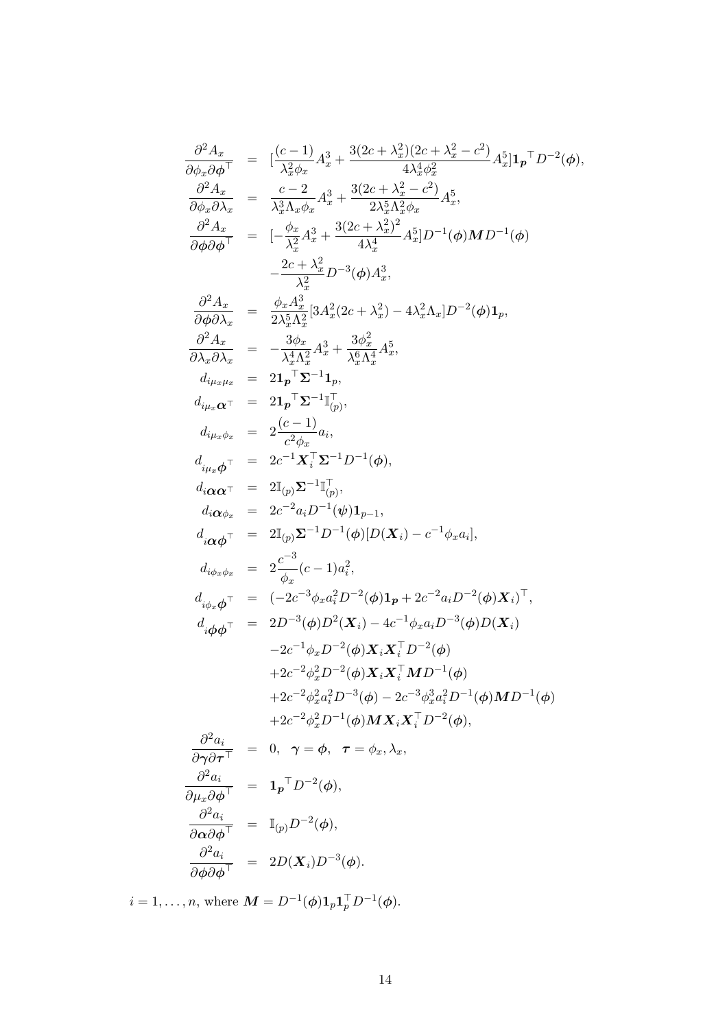$$
\begin{aligned}
\frac{\partial^2 A_x}{\partial \phi_x \partial \boldsymbol{\phi}^\top} &= [\frac{(c-1)}{\lambda_x^2 \phi_x} A_x^3 + \frac{3(2c+\lambda_x^2)(2c+\lambda_x^2-c^2)}{4\lambda_x^4 \phi_x^2} A_x^5] \mathbf{1_p}^\top D^{-2}(\boldsymbol{\phi}), \\
\frac{\partial^2 A_x}{\partial \phi_x \partial \lambda_x} &= \frac{c-2}{\lambda_x^3 \Lambda_x \phi_x} A_x^3 + \frac{3(2c+\lambda_x^2-c^2)}{2\lambda_x^5 \Lambda_x^2 \phi_x} A_x^5, \\
\frac{\partial^2 A_x}{\partial \boldsymbol{\phi} \partial \boldsymbol{\phi}^\top} &= [-\frac{\phi_x}{\lambda_x^2} A_x^3 + \frac{3(2c+\lambda_x^2)^2}{4\lambda_x^4} A_x^5] D^{-1}(\boldsymbol{\phi}) \boldsymbol{M} D^{-1}(\boldsymbol{\phi}) \\
&\quad -\frac{2c+\lambda_x^2}{\lambda_x^2} D^{-3}(\boldsymbol{\phi}) A_x^3, \\
\frac{\partial^2 A_x}{\partial \boldsymbol{\phi} \partial \lambda_x} &= \frac{\phi_x A_x^3}{2\lambda_x^5 \Lambda_x^2} [3A_x^2(2c+\lambda_x^2) - 4\lambda_x^2 \Lambda_x] D^{-2}(\boldsymbol{\phi}) \mathbf{1}_p, \\
\frac{\partial^2 A_x}{\partial \lambda_x \partial \lambda_x} &= -\frac{3\phi_x}{\lambda_x^4 \Lambda_x^2} A_x^3 + \frac{3\phi_x^2}{\lambda_x^6 \Lambda_x^4} A_x^5, \\
d_{i\mu_x\mu_x} &= 2\mathbf{1_p}^\top \boldsymbol{\Sigma}^{-1} \mathbf{1}_p, \\
d_{i\mu_x \boldsymbol{\alpha}^\top} &= 2\mathbf{1_p}^\top \boldsymbol{\Sigma}^{-1} \mathbb{I}_{(p)}^\top, \\
d_{i\mu_x\phi_x} &= 2\frac{(c-1)}{c^2 \phi_x} a_i, \\
d_{i\mu_x \boldsymbol{\phi}^\top} &= 2c^{-1} \boldsymbol{X}_i^\top \boldsymbol{\Sigma}^{-1} D^{-1}(\boldsymbol{\phi}), \\
d_{i\boldsymbol{\alpha}\boldsymbol{\alpha}^\top} &= 2\mathbb{I}_{(p)} \boldsymbol{\Sigma}^{-1} \mathbb{I}_{(p)}^\top, \\
d_{i\boldsymbol{\alpha}\phi_x} &= 2c^{-2} a_i D^{-1}(\boldsymbol{\psi}) \mathbf{1}_{p-1}, \\
d_{i\boldsymbol{\alpha}\boldsymbol{\phi}^\top} &= 2\mathbb{I}_{(p)} \boldsymbol{\Sigma}^{-1} D^{-1}(\boldsymbol{\phi}) [D(\boldsymbol{X}_i) - c^{-1} \phi_x a_i], \\
d_{i\phi_x\phi_x} &= 2\frac{c^{-3}}{\phi_x}(c-1) a_i^2, \\
d_{i\phi_x \boldsymbol{\phi}^\top} &= (-2c^{-3} \phi_x a_i^2 D^{-2}(\boldsymbol{\phi}) \mathbf{1_p} + 2c^{-2} a_i D^{-2}(\boldsymbol{\phi}) \boldsymbol{X}_i)^\top, \\
d_{i\boldsymbol{\phi}\boldsymbol{\phi}^\top} &= 2D^{-3}(\boldsymbol{\phi}) D^2(\boldsymbol{X}_i) - 4c^{-1} \phi_x a_i D^{-3}(\boldsymbol{\phi}) D(\boldsymbol{X}_i) \\
&\quad -2c^{-1} \phi_x D^{-2}(\boldsymbol{\phi}) \boldsymbol{X}_i \boldsymbol{X}_i^\top D^{-2}(\boldsymbol{\phi}) \\
&\quad +2c^{-2} \phi_x^2 D^{-2}(\boldsymbol{\phi}) \boldsymbol{X}_i \boldsymbol{X}_i^\top \boldsymbol{M} D^{-1}(\boldsymbol{\phi}) \\
&\quad +2c^{-2} \phi_x^2 a_i^2 D^{-3}(\boldsymbol{\phi}) - 2c^{-3} \phi_x^3 a_i^2 D^{-1}(\boldsymbol{\phi}) \boldsymbol{M} D^{-1}(\boldsymbol{\phi}) \\
&\quad +2c^{-2} \phi_x^2 D^{-1}(\boldsymbol{\phi}) \boldsymbol{M} \boldsymbol{X}_i \boldsymbol{X}_i^\top D^{-2}(\boldsymbol{\phi}), \\
\frac{\partial^2 a_i}{\partial \boldsymbol{\gamma} \partial \boldsymbol{\tau}^\top} &= 0, \quad \boldsymbol{\gamma} = \boldsymbol{\phi}, \quad \boldsymbol{\tau} = \phi_x, \lambda_x, \\
\frac{\partial^2 a_i}{\partial \mu_x \partial \boldsymbol{\phi}^\top} &= \mathbf{1_p}^\top D^{-2}(\boldsymbol{\phi}), \\
\frac{\partial^2 a_i}{\partial \boldsymbol{\alpha} \partial \boldsymbol{\phi}^\top} &= \mathbb{I}_{(p)} D^{-2}(\boldsymbol{\phi}), \\
\frac{\partial^2 a_i}{\partial \boldsymbol{\phi} \partial \boldsymbol{\phi}^\top} &= 2D(\boldsymbol{X}_i) D^{-3}(\boldsymbol{\phi}).
\end{aligned}
$$

$i = 1, \ldots, n$, where $\boldsymbol{M} = D^{-1}(\boldsymbol{\phi}) \mathbf{1}_p \mathbf{1}_p^\top D^{-1}(\boldsymbol{\phi})$.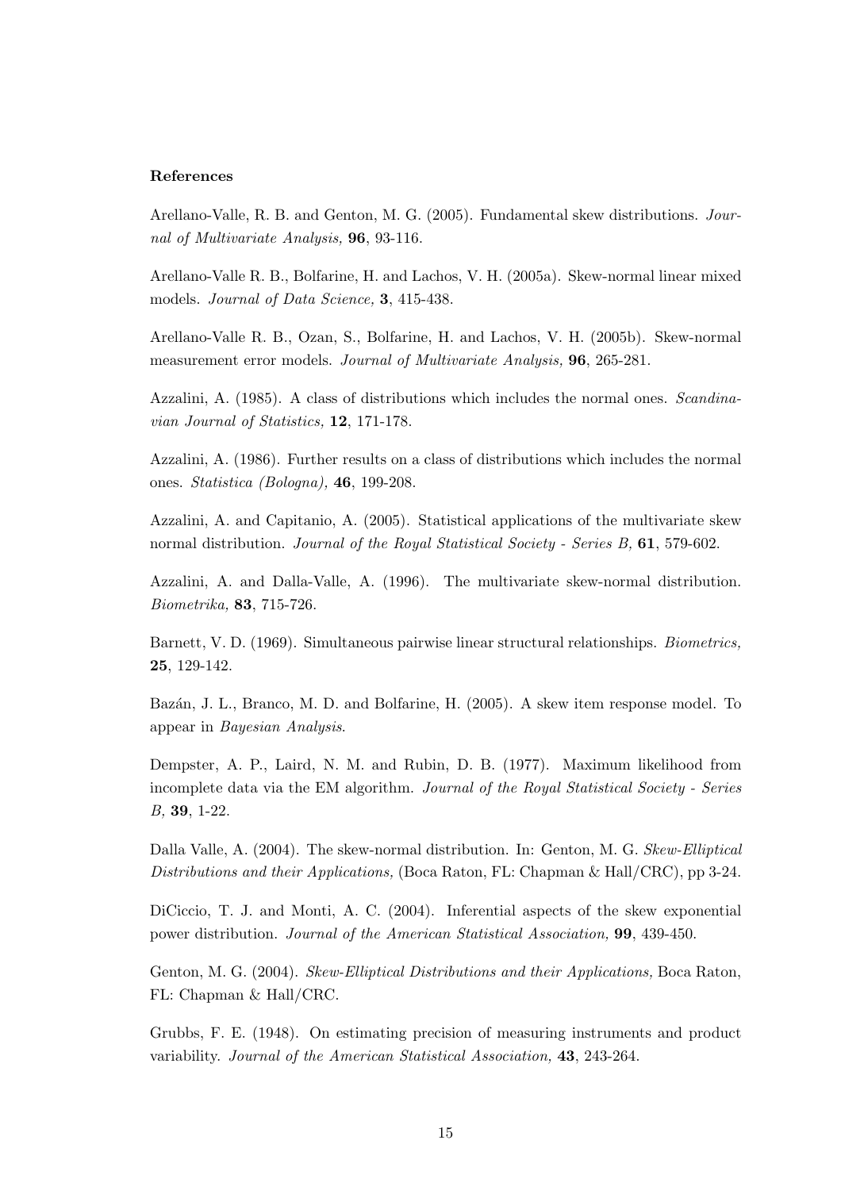**References**

Arellano-Valle, R. B. and Genton, M. G. (2005). Fundamental skew distributions. *Journal of Multivariate Analysis,* **96**, 93-116.

Arellano-Valle R. B., Bolfarine, H. and Lachos, V. H. (2005a). Skew-normal linear mixed models. *Journal of Data Science,* **3**, 415-438.

Arellano-Valle R. B., Ozan, S., Bolfarine, H. and Lachos, V. H. (2005b). Skew-normal measurement error models. *Journal of Multivariate Analysis,* **96**, 265-281.

Azzalini, A. (1985). A class of distributions which includes the normal ones. *Scandinavian Journal of Statistics,* **12**, 171-178.

Azzalini, A. (1986). Further results on a class of distributions which includes the normal ones. *Statistica (Bologna),* **46**, 199-208.

Azzalini, A. and Capitanio, A. (2005). Statistical applications of the multivariate skew normal distribution. *Journal of the Royal Statistical Society - Series B,* **61**, 579-602.

Azzalini, A. and Dalla-Valle, A. (1996). The multivariate skew-normal distribution. *Biometrika,* **83**, 715-726.

Barnett, V. D. (1969). Simultaneous pairwise linear structural relationships. *Biometrics,* **25**, 129-142.

Bazán, J. L., Branco, M. D. and Bolfarine, H. (2005). A skew item response model. To appear in *Bayesian Analysis*.

Dempster, A. P., Laird, N. M. and Rubin, D. B. (1977). Maximum likelihood from incomplete data via the EM algorithm. *Journal of the Royal Statistical Society - Series B,* **39**, 1-22.

Dalla Valle, A. (2004). The skew-normal distribution. In: Genton, M. G. *Skew-Elliptical Distributions and their Applications,* (Boca Raton, FL: Chapman & Hall/CRC), pp 3-24.

DiCiccio, T. J. and Monti, A. C. (2004). Inferential aspects of the skew exponential power distribution. *Journal of the American Statistical Association,* **99**, 439-450.

Genton, M. G. (2004). *Skew-Elliptical Distributions and their Applications,* Boca Raton, FL: Chapman & Hall/CRC.

Grubbs, F. E. (1948). On estimating precision of measuring instruments and product variability. *Journal of the American Statistical Association,* **43**, 243-264.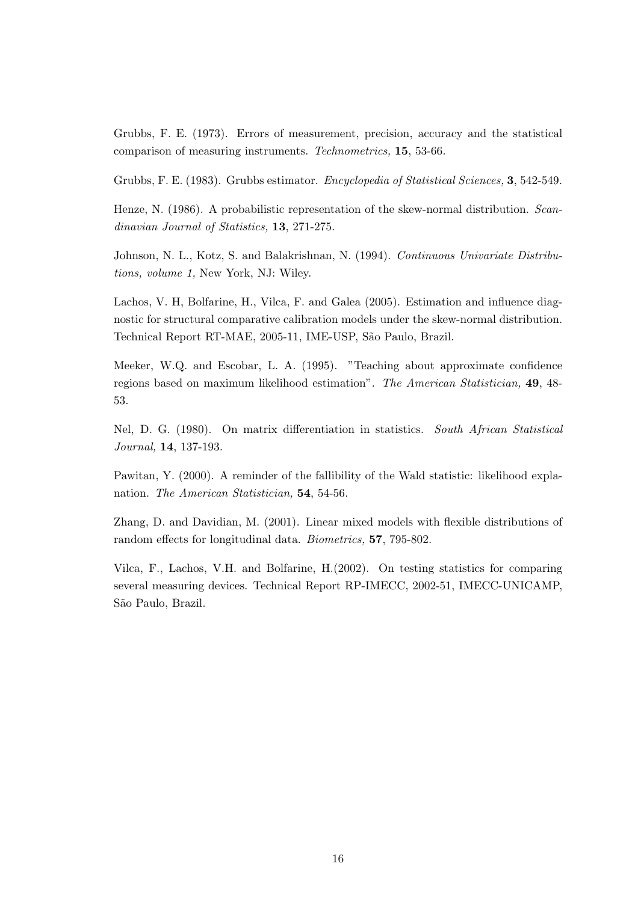Grubbs, F. E. (1973). Errors of measurement, precision, accuracy and the statistical comparison of measuring instruments. *Technometrics,* **15**, 53-66.

Grubbs, F. E. (1983). Grubbs estimator. *Encyclopedia of Statistical Sciences,* **3**, 542-549.

Henze, N. (1986). A probabilistic representation of the skew-normal distribution. *Scandinavian Journal of Statistics,* **13**, 271-275.

Johnson, N. L., Kotz, S. and Balakrishnan, N. (1994). *Continuous Univariate Distributions, volume 1,* New York, NJ: Wiley.

Lachos, V. H, Bolfarine, H., Vilca, F. and Galea (2005). Estimation and influence diagnostic for structural comparative calibration models under the skew-normal distribution. Technical Report RT-MAE, 2005-11, IME-USP, São Paulo, Brazil.

Meeker, W.Q. and Escobar, L. A. (1995). "Teaching about approximate confidence regions based on maximum likelihood estimation". *The American Statistician,* **49**, 48-53.

Nel, D. G. (1980). On matrix differentiation in statistics. *South African Statistical Journal,* **14**, 137-193.

Pawitan, Y. (2000). A reminder of the fallibility of the Wald statistic: likelihood explanation. *The American Statistician,* **54**, 54-56.

Zhang, D. and Davidian, M. (2001). Linear mixed models with flexible distributions of random effects for longitudinal data. *Biometrics,* **57**, 795-802.

Vilca, F., Lachos, V.H. and Bolfarine, H.(2002). On testing statistics for comparing several measuring devices. Technical Report RP-IMECC, 2002-51, IMECC-UNICAMP, São Paulo, Brazil.